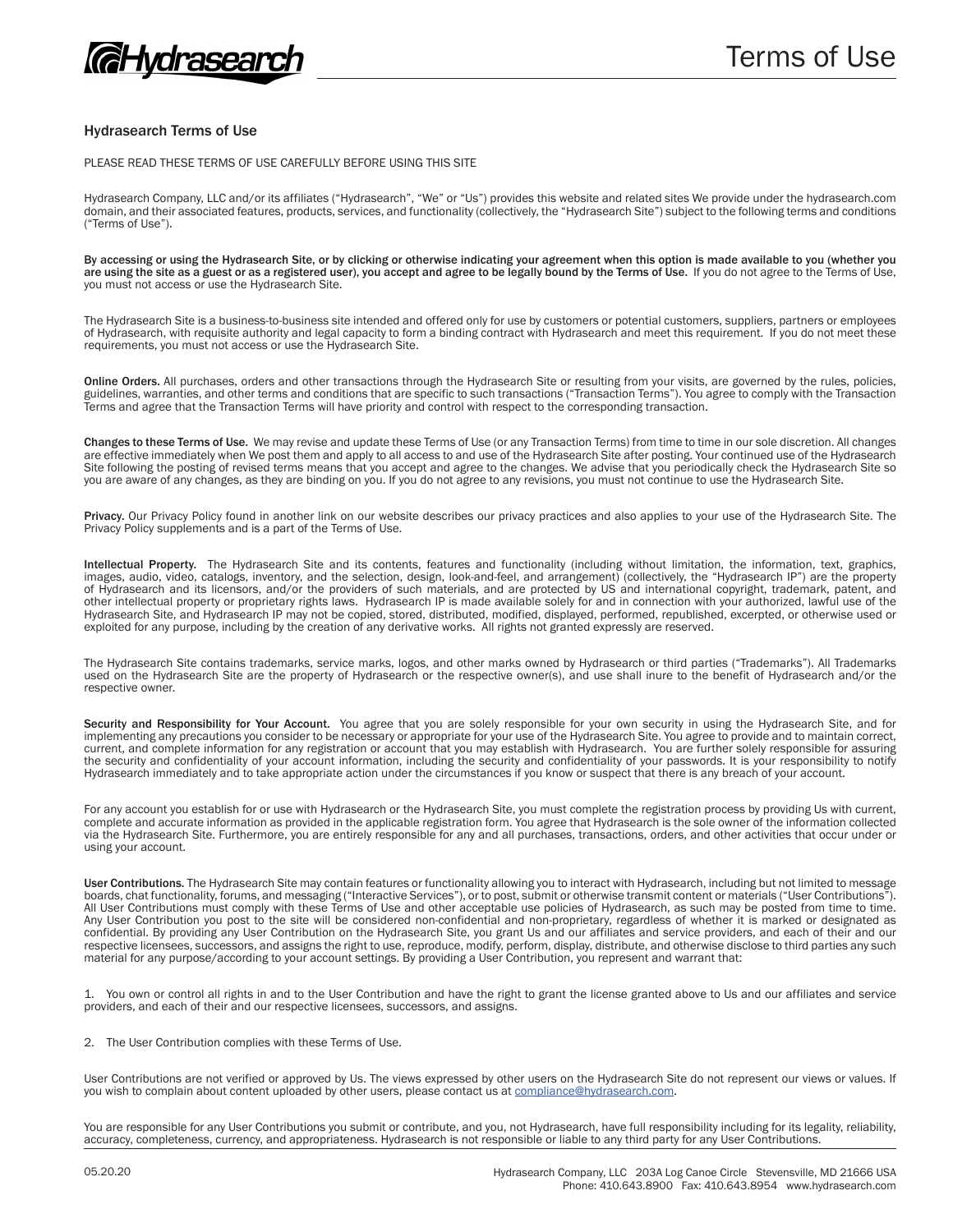# Terms of Use

## Hydrasearch Terms of Use

PLEASE READ THESE TERMS OF USE CAREFULLY BEFORE USING THIS SITE

Hydrasearch Company, LLC and/or its affiliates ("Hydrasearch", "We" or "Us") provides this website and related sites We provide under the hydrasearch.com domain, and their associated features, products, services, and functionality (collectively, the "Hydrasearch Site") subject to the following terms and conditions ("Terms of Use").

By accessing or using the Hydrasearch Site, or by clicking or otherwise indicating your agreement when this option is made available to you (whether you are using the site as a guest or as a registered user), you accept and agree to be legally bound by the Terms of Use. If you do not agree to the Terms of Use, you must not access or use the Hydrasearch Site.

The Hydrasearch Site is a business-to-business site intended and offered only for use by customers or potential customers, suppliers, partners or employees of Hydrasearch, with requisite authority and legal capacity to form a binding contract with Hydrasearch and meet this requirement. If you do not meet these requirements, you must not access or use the Hydrasearch Site.

**Online Orders.** All purchases, orders and other transactions through the Hydrasearch Site or resulting from your visits, are governed by the rules, policies, guidelines, warranties, and other terms and conditions that are specific to such transactions ("Transaction Terms"). You agree to comply with the Transaction Terms and agree that the Transaction Terms will have priority and control with respect to the corresponding transaction.

**Changes to these Terms of Use.** We may revise and update these Terms of Use (or any Transaction Terms) from time to time in our sole discretion. All changes are effective immediately when We post them and apply to all access to and use of the Hydrasearch Site after posting. Your continued use of the Hydrasearch Site following the posting of revised terms means that you accept and agree to the changes. We advise that you periodically check the Hydrasearch Site so you are aware of any changes, as they are binding on you. If you do not agree to any revisions, you must not continue to use the Hydrasearch Site.

**Privacy.** Our Privacy Policy found in another link on our website describes our privacy practices and also applies to your use of the Hydrasearch Site. The Privacy Policy supplements and is a part of the Terms of Use.

**Intellectual Property.** The Hydrasearch Site and its contents, features and functionality (including without limitation, the information, text, graphics, images, audio, video, catalogs, inventory, and the selection, design, look-and-feel, and arrangement) (collectively, the "Hydrasearch IP") are the property of Hydrasearch and its licensors, and/or the providers of such materials, and are protected by US and international copyright, trademark, patent, and other intellectual property or proprietary rights laws. Hydrasearch IP is made available solely for and in connection with your authorized, lawful use of the Hydrasearch Site, and Hydrasearch IP may not be copied, stored, distributed, modified, displayed, performed, republished, excerpted, or otherwise used or exploited for any purpose, including by the creation of any derivative works. All rights not granted expressly are reserved.

The Hydrasearch Site contains trademarks, service marks, logos, and other marks owned by Hydrasearch or third parties ("Trademarks"). All Trademarks used on the Hydrasearch Site are the property of Hydrasearch or the respective owner(s), and use shall inure to the benefit of Hydrasearch and/or the respective owner.

**Security and Responsibility for Your Account.** You agree that you are solely responsible for your own security in using the Hydrasearch Site, and for implementing any precautions you consider to be necessary or appropriate for your use of the Hydrasearch Site. You agree to provide and to maintain correct, current, and complete information for any registration or account that you may establish with Hydrasearch. You are further solely responsible for assuring the security and confidentiality of your account information, including the security and confidentiality of your passwords. It is your responsibility to notify Hydrasearch immediately and to take appropriate action under the circumstances if you know or suspect that there is any breach of your account.

For any account you establish for or use with Hydrasearch or the Hydrasearch Site, you must complete the registration process by providing Us with current, complete and accurate information as provided in the applicable registration form. You agree that Hydrasearch is the sole owner of the information collected via the Hydrasearch Site. Furthermore, you are entirely responsible for any and all purchases, transactions, orders, and other activities that occur under or using your account.

**User Contributions.** The Hydrasearch Site may contain features or functionality allowing you to interact with Hydrasearch, including but not limited to message boards, chat functionality, forums, and messaging ("Interactive Services"), or to post, submit or otherwise transmit content or materials ("User Contributions"). All User Contributions must comply with these Terms of Use and other acceptable use policies of Hydrasearch, as such may be posted from time to time. Any User Contribution you post to the site will be considered non-confidential and non-proprietary, regardless of whether it is marked or designated as confidential. By providing any User Contribution on the Hydrasearch Site, you grant Us and our affiliates and service providers, and each of their and our respective licensees, successors, and assigns the right to use, reproduce, modify, perform, display, distribute, and otherwise disclose to third parties any such material for any purpose/according to your account settings. By providing a User Contribution, you represent and warrant that:

1. You own or control all rights in and to the User Contribution and have the right to grant the license granted above to Us and our affiliates and service providers, and each of their and our respective licensees, successors, and assigns.

2. The User Contribution complies with these Terms of Use.

User Contributions are not verified or approved by Us. The views expressed by other users on the Hydrasearch Site do not represent our views or values. If you wish to complain about content uploaded by other users, please contact us at compliance@hydrasearch.com.

You are responsible for any User Contributions you submit or contribute, and you, not Hydrasearch, have full responsibility including for its legality, reliability, accuracy, completeness, currency, and appropriateness. Hydrasearch is not responsible or liable to any third party for any User Contributions.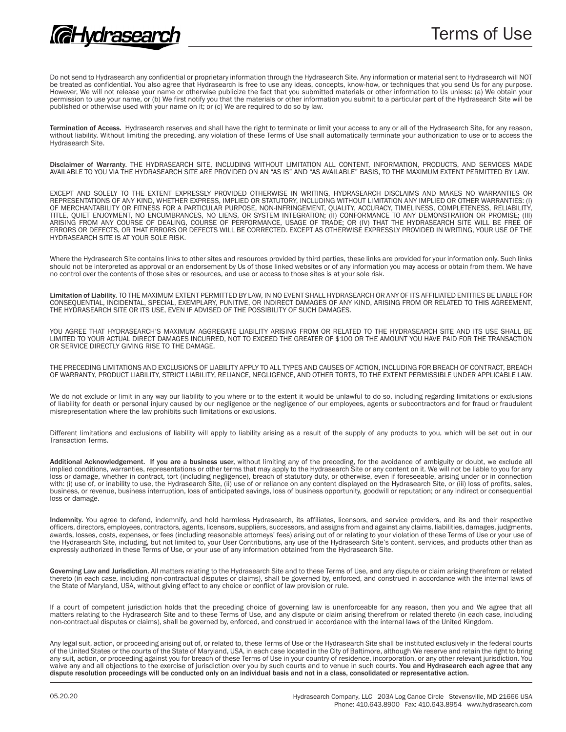Do not send to Hydrasearch any confidential or proprietary information through the Hydrasearch Site. Any information or material sent to Hydrasearch will NOT be treated as confidential. You also agree that Hydrasearch is free to use any ideas, concepts, know-how, or techniques that you send Us for any purpose. However, We will not release your name or otherwise publicize the fact that you submitted materials or other information to Us unless: (a) We obtain your permission to use your name, or (b) We first notify you that the materials or other information you submit to a particular part of the Hydrasearch Site will be published or otherwise used with your name on it; or (c) We are required to do so by law.

**Termination of Access.** Hydrasearch reserves and shall have the right to terminate or limit your access to any or all of the Hydrasearch Site, for any reason, without liability. Without limiting the preceding, any violation of these Terms of Use shall automatically terminate your authorization to use or to access the Hydrasearch Site.

**Disclaimer of Warranty.** THE HYDRASEARCH SITE, INCLUDING WITHOUT LIMITATION ALL CONTENT, INFORMATION, PRODUCTS, AND SERVICES MADE AVAILABLE TO YOU VIA THE HYDRASEARCH SITE ARE PROVIDED ON AN "AS IS" AND "AS AVAILABLE" BASIS, TO THE MAXIMUM EXTENT PERMITTED BY LAW.

EXCEPT AND SOLELY TO THE EXTENT EXPRESSLY PROVIDED OTHERWISE IN WRITING, HYDRASEARCH DISCLAIMS AND MAKES NO WARRANTIES OR REPRESENTATIONS OF ANY KIND, WHETHER EXPRESS, IMPLIED OR STATUTORY, INCLUDING WITHOUT LIMITATION ANY IMPLIED OR OTHER WARRANTIES: (I) OF MERCHANTABILITY OR FITNESS FOR A PARTICULAR PURPOSE, NON-INFRINGEMENT, QUALITY, ACCURACY, TIMELINESS, COMPLETENESS, RELIABILITY, TITLE, QUIET ENJOYMENT, NO ENCUMBRANCES, NO LIENS, OR SYSTEM INTEGRATION; (II) CONFORMANCE TO ANY DEMONSTRATION OR PROMISE; (III) ARISING FROM ANY COURSE OF DEALING, COURSE OF PERFORMANCE, USAGE OF TRADE; OR (IV) THAT THE HYDRASEARCH SITE WILL BE FREE OF ERRORS OR DEFECTS, OR THAT ERRORS OR DEFECTS WILL BE CORRECTED. EXCEPT AS OTHERWISE EXPRESSLY PROVIDED IN WRITING, YOUR USE OF THE HYDRASEARCH SITE IS AT YOUR SOLE RISK.

Where the Hydrasearch Site contains links to other sites and resources provided by third parties, these links are provided for your information only. Such links should not be interpreted as approval or an endorsement by Us of those linked websites or of any information you may access or obtain from them. We have no control over the contents of those sites or resources, and use or access to those sites is at your sole risk.

**Limitation of Liability.** TO THE MAXIMUM EXTENT PERMITTED BY LAW, IN NO EVENT SHALL HYDRASEARCH OR ANY OF ITS AFFILIATED ENTITIES BE LIABLE FOR CONSEQUENTIAL, INCIDENTAL, SPECIAL, EXEMPLARY, PUNITIVE, OR INDIRECT DAMAGES OF ANY KIND, ARISING FROM OR RELATED TO THIS AGREEMENT, THE HYDRASEARCH SITE OR ITS USE, EVEN IF ADVISED OF THE POSSIBILITY OF SUCH DAMAGES.

YOU AGREE THAT HYDRASEARCH'S MAXIMUM AGGREGATE LIABILITY ARISING FROM OR RELATED TO THE HYDRASEARCH SITE AND ITS USE SHALL BE LIMITED TO YOUR ACTUAL DIRECT DAMAGES INCURRED, NOT TO EXCEED THE GREATER OF $100 OR THE AMOUNT YOU HAVE PAID FOR THE TRANSACTION OR SERVICE DIRECTLY GIVING RISE TO THE DAMAGE.

THE PRECEDING LIMITATIONS AND EXCLUSIONS OF LIABILITY APPLY TO ALL TYPES AND CAUSES OF ACTION, INCLUDING FOR BREACH OF CONTRACT, BREACH OF WARRANTY, PRODUCT LIABILITY, STRICT LIABILITY, RELIANCE, NEGLIGENCE, AND OTHER TORTS, TO THE EXTENT PERMISSIBLE UNDER APPLICABLE LAW.

We do not exclude or limit in any way our liability to you where or to the extent it would be unlawful to do so, including regarding limitations or exclusions of liability for death or personal injury caused by our negligence or the negligence of our employees, agents or subcontractors and for fraud or fraudulent misrepresentation where the law prohibits such limitations or exclusions.

Different limitations and exclusions of liability will apply to liability arising as a result of the supply of any products to you, which will be set out in our Transaction Terms.

**Additional Acknowledgement. If you are a business user,** without limiting any of the preceding, for the avoidance of ambiguity or doubt, we exclude all implied conditions, warranties, representations or other terms that may apply to the Hydrasearch Site or any content on it. We will not be liable to you for any loss or damage, whether in contract, tort (including negligence), breach of statutory duty, or otherwise, even if foreseeable, arising under or in connection with: (i) use of, or inability to use, the Hydrasearch Site, (ii) use of or reliance on any content displayed on the Hydrasearch Site, or (iii) loss of profits, sales, business, or revenue, business interruption, loss of anticipated savings, loss of business opportunity, goodwill or reputation; or any indirect or consequential loss or damage.

**Indemnity.** You agree to defend, indemnify, and hold harmless Hydrasearch, its affiliates, licensors, and service providers, and its and their respective officers, directors, employees, contractors, agents, licensors, suppliers, successors, and assigns from and against any claims, liabilities, damages, judgments, awards, losses, costs, expenses, or fees (including reasonable attorneys' fees) arising out of or relating to your violation of these Terms of Use or your use of the Hydrasearch Site, including, but not limited to, your User Contributions, any use of the Hydrasearch Site's content, services, and products other than as expressly authorized in these Terms of Use, or your use of any information obtained from the Hydrasearch Site.

**Governing Law and Jurisdiction.** All matters relating to the Hydrasearch Site and to these Terms of Use, and any dispute or claim arising therefrom or related thereto (in each case, including non-contractual disputes or claims), shall be governed by, enforced, and construed in accordance with the internal laws of the State of Maryland, USA, without giving effect to any choice or conflict of law provision or rule.

If a court of competent jurisdiction holds that the preceding choice of governing law is unenforceable for any reason, then you and We agree that all matters relating to the Hydrasearch Site and to these Terms of Use, and any dispute or claim arising therefrom or related thereto (in each case, including non-contractual disputes or claims), shall be governed by, enforced, and construed in accordance with the internal laws of the United Kingdom.

Any legal suit, action, or proceeding arising out of, or related to, these Terms of Use or the Hydrasearch Site shall be instituted exclusively in the federal courts of the United States or the courts of the State of Maryland, USA, in each case located in the City of Baltimore, although We reserve and retain the right to bring any suit, action, or proceeding against you for breach of these Terms of Use in your country of residence, incorporation, or any other relevant jurisdiction. You waive any and all objections to the exercise of jurisdiction over you by such courts and to venue in such courts. **You and Hydrasearch each agree that any dispute resolution proceedings will be conducted only on an individual basis and not in a class, consolidated or representative action.**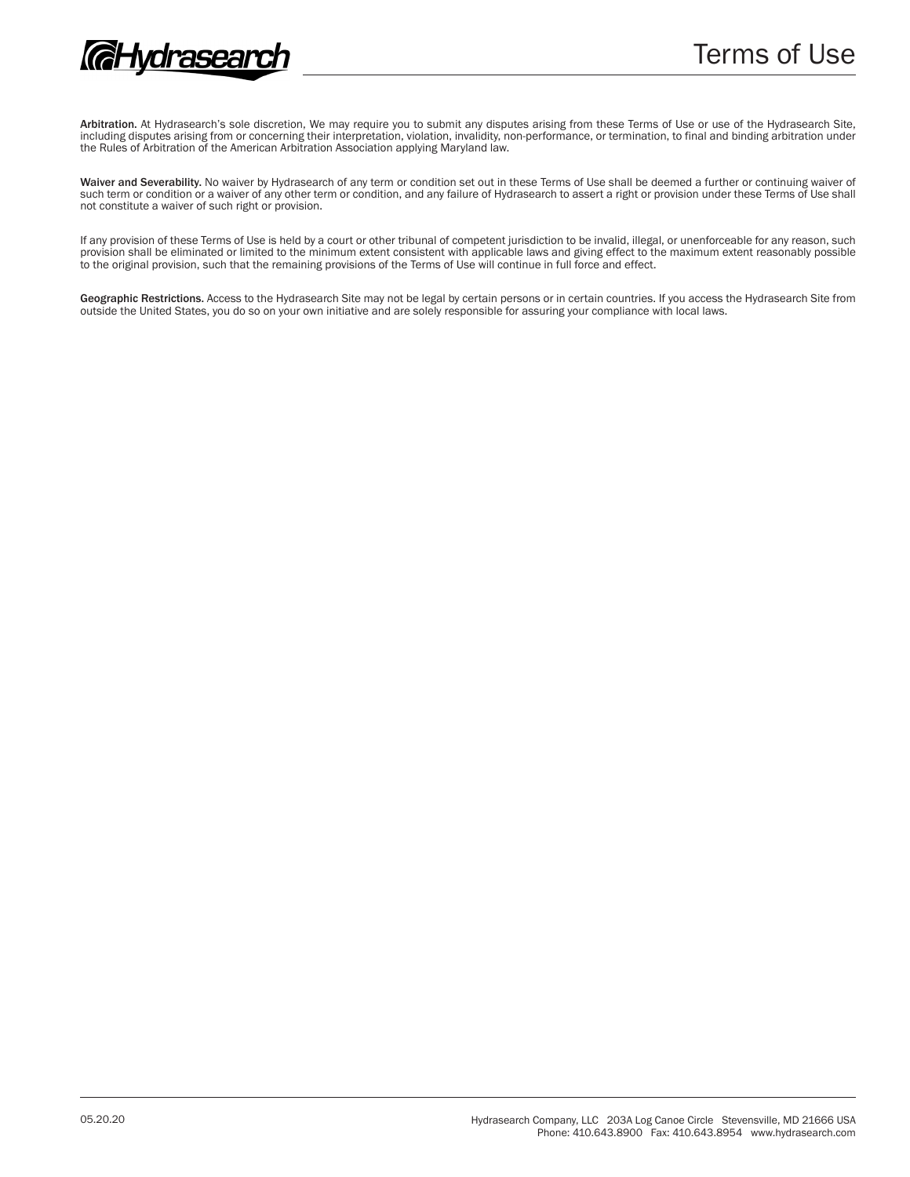**Arbitration.** At Hydrasearch's sole discretion, We may require you to submit any disputes arising from these Terms of Use or use of the Hydrasearch Site, including disputes arising from or concerning their interpretation, violation, invalidity, non-performance, or termination, to final and binding arbitration under the Rules of Arbitration of the American Arbitration Association applying Maryland law.

**Waiver and Severability.** No waiver by Hydrasearch of any term or condition set out in these Terms of Use shall be deemed a further or continuing waiver of such term or condition or a waiver of any other term or condition, and any failure of Hydrasearch to assert a right or provision under these Terms of Use shall not constitute a waiver of such right or provision.

If any provision of these Terms of Use is held by a court or other tribunal of competent jurisdiction to be invalid, illegal, or unenforceable for any reason, such provision shall be eliminated or limited to the minimum extent consistent with applicable laws and giving effect to the maximum extent reasonably possible to the original provision, such that the remaining provisions of the Terms of Use will continue in full force and effect.

**Geographic Restrictions.** Access to the Hydrasearch Site may not be legal by certain persons or in certain countries. If you access the Hydrasearch Site from outside the United States, you do so on your own initiative and are solely responsible for assuring your compliance with local laws.